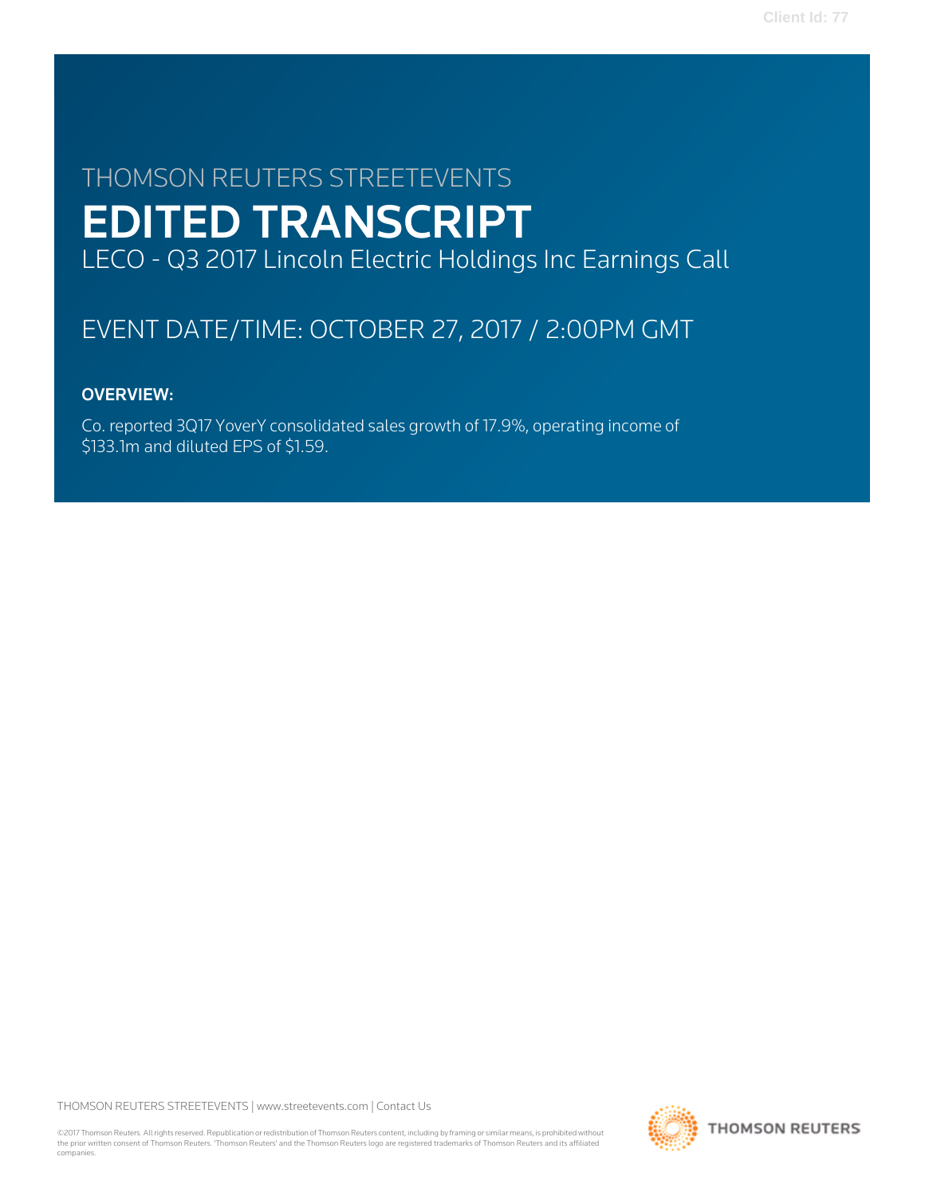THOMSON REUTERS STREETEVENTS

# EDITED TRANSCRIPT

LECO - Q3 2017 Lincoln Electric Holdings Inc Earnings Call

EVENT DATE/TIME: OCTOBER 27, 2017 / 2:00PM GMT

**OVERVIEW:**

Co. reported 3Q17 YoverY consolidated sales growth of 17.9%, operating income of $133.1m and diluted EPS of $1.59.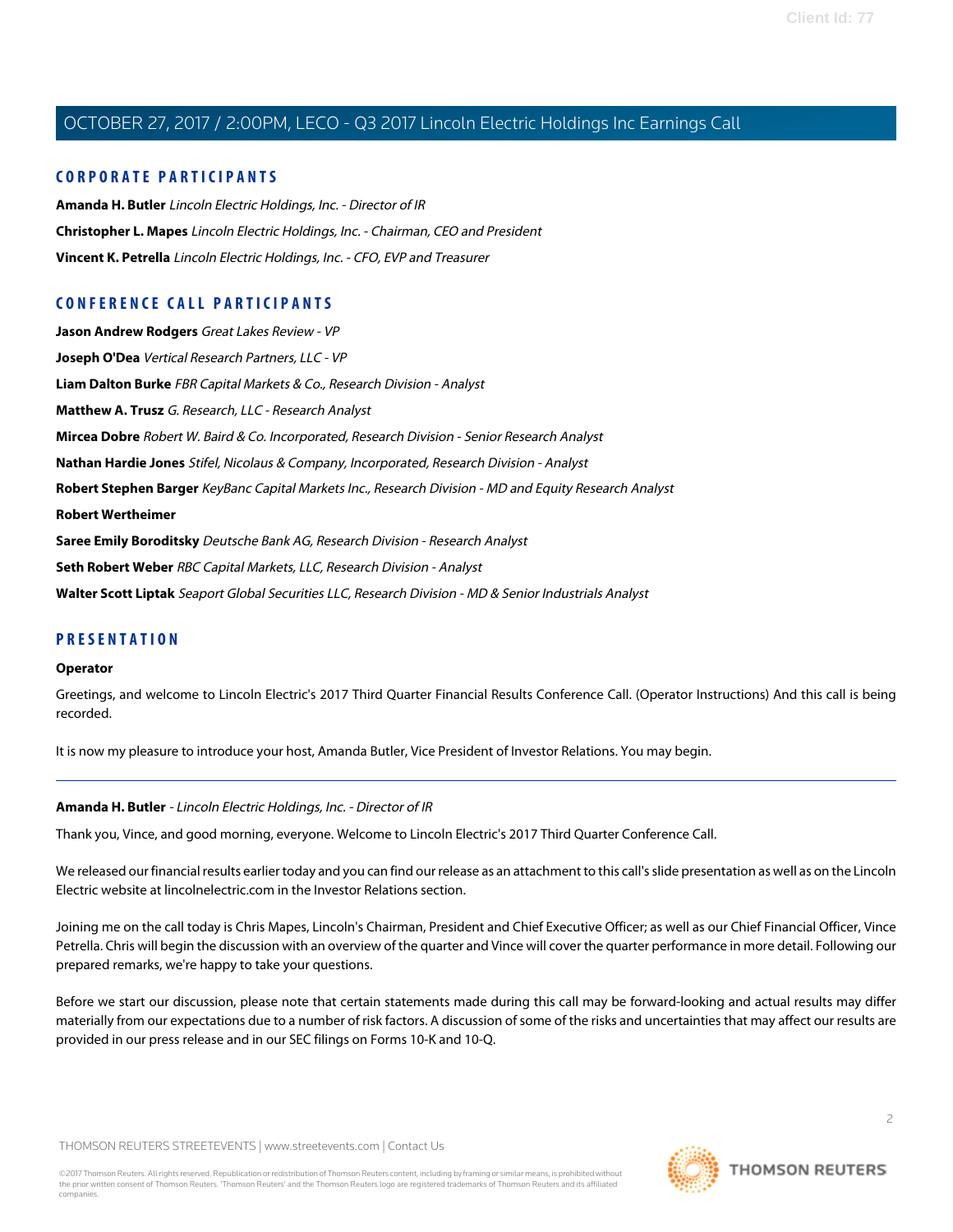## CORPORATE PARTICIPANTS

**Amanda H. Butler** *Lincoln Electric Holdings, Inc. - Director of IR*

**Christopher L. Mapes** *Lincoln Electric Holdings, Inc. - Chairman, CEO and President*

**Vincent K. Petrella** *Lincoln Electric Holdings, Inc. - CFO, EVP and Treasurer*

## CONFERENCE CALL PARTICIPANTS

**Jason Andrew Rodgers** *Great Lakes Review - VP*

**Joseph O'Dea** *Vertical Research Partners, LLC - VP*

**Liam Dalton Burke** *FBR Capital Markets & Co., Research Division - Analyst*

**Matthew A. Trusz** *G. Research, LLC - Research Analyst*

**Mircea Dobre** *Robert W. Baird & Co. Incorporated, Research Division - Senior Research Analyst*

**Nathan Hardie Jones** *Stifel, Nicolaus & Company, Incorporated, Research Division - Analyst*

**Robert Stephen Barger** *KeyBanc Capital Markets Inc., Research Division - MD and Equity Research Analyst*

**Robert Wertheimer**

**Saree Emily Boroditsky** *Deutsche Bank AG, Research Division - Research Analyst*

**Seth Robert Weber** *RBC Capital Markets, LLC, Research Division - Analyst*

**Walter Scott Liptak** *Seaport Global Securities LLC, Research Division - MD & Senior Industrials Analyst*

## PRESENTATION

**Operator**

Greetings, and welcome to Lincoln Electric's 2017 Third Quarter Financial Results Conference Call. (Operator Instructions) And this call is being recorded.

It is now my pleasure to introduce your host, Amanda Butler, Vice President of Investor Relations. You may begin.

---

**Amanda H. Butler** - *Lincoln Electric Holdings, Inc. - Director of IR*

Thank you, Vince, and good morning, everyone. Welcome to Lincoln Electric's 2017 Third Quarter Conference Call.

We released our financial results earlier today and you can find our release as an attachment to this call's slide presentation as well as on the Lincoln Electric website at lincolnelectric.com in the Investor Relations section.

Joining me on the call today is Chris Mapes, Lincoln's Chairman, President and Chief Executive Officer; as well as our Chief Financial Officer, Vince Petrella. Chris will begin the discussion with an overview of the quarter and Vince will cover the quarter performance in more detail. Following our prepared remarks, we're happy to take your questions.

Before we start our discussion, please note that certain statements made during this call may be forward-looking and actual results may differ materially from our expectations due to a number of risk factors. A discussion of some of the risks and uncertainties that may affect our results are provided in our press release and in our SEC filings on Forms 10-K and 10-Q.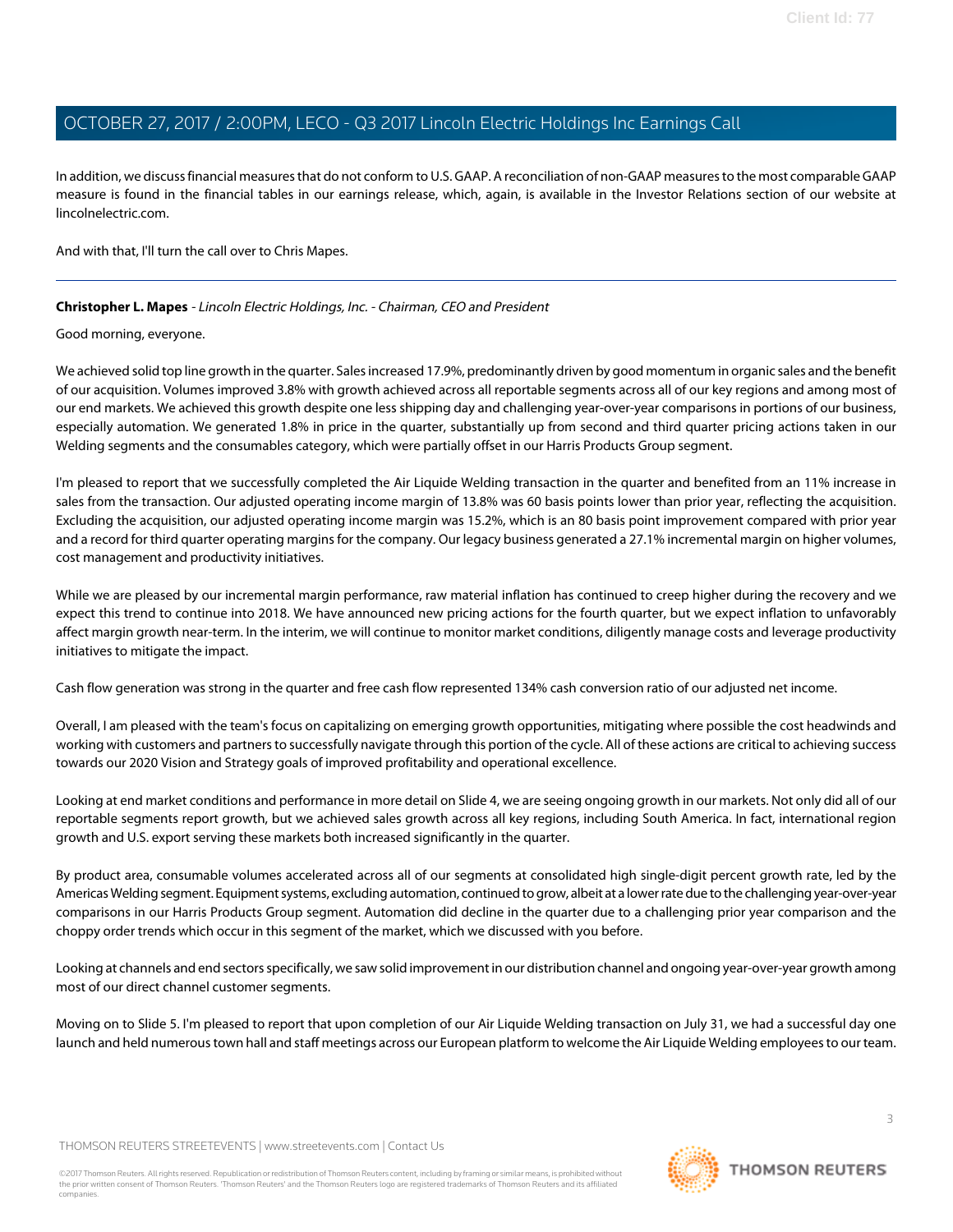In addition, we discuss financial measures that do not conform to U.S. GAAP. A reconciliation of non-GAAP measures to the most comparable GAAP measure is found in the financial tables in our earnings release, which, again, is available in the Investor Relations section of our website at lincolnelectric.com.

And with that, I'll turn the call over to Chris Mapes.

---

**Christopher L. Mapes** - *Lincoln Electric Holdings, Inc. - Chairman, CEO and President*

Good morning, everyone.

We achieved solid top line growth in the quarter. Sales increased 17.9%, predominantly driven by good momentum in organic sales and the benefit of our acquisition. Volumes improved 3.8% with growth achieved across all reportable segments across all of our key regions and among most of our end markets. We achieved this growth despite one less shipping day and challenging year-over-year comparisons in portions of our business, especially automation. We generated 1.8% in price in the quarter, substantially up from second and third quarter pricing actions taken in our Welding segments and the consumables category, which were partially offset in our Harris Products Group segment.

I'm pleased to report that we successfully completed the Air Liquide Welding transaction in the quarter and benefited from an 11% increase in sales from the transaction. Our adjusted operating income margin of 13.8% was 60 basis points lower than prior year, reflecting the acquisition. Excluding the acquisition, our adjusted operating income margin was 15.2%, which is an 80 basis point improvement compared with prior year and a record for third quarter operating margins for the company. Our legacy business generated a 27.1% incremental margin on higher volumes, cost management and productivity initiatives.

While we are pleased by our incremental margin performance, raw material inflation has continued to creep higher during the recovery and we expect this trend to continue into 2018. We have announced new pricing actions for the fourth quarter, but we expect inflation to unfavorably affect margin growth near-term. In the interim, we will continue to monitor market conditions, diligently manage costs and leverage productivity initiatives to mitigate the impact.

Cash flow generation was strong in the quarter and free cash flow represented 134% cash conversion ratio of our adjusted net income.

Overall, I am pleased with the team's focus on capitalizing on emerging growth opportunities, mitigating where possible the cost headwinds and working with customers and partners to successfully navigate through this portion of the cycle. All of these actions are critical to achieving success towards our 2020 Vision and Strategy goals of improved profitability and operational excellence.

Looking at end market conditions and performance in more detail on Slide 4, we are seeing ongoing growth in our markets. Not only did all of our reportable segments report growth, but we achieved sales growth across all key regions, including South America. In fact, international region growth and U.S. export serving these markets both increased significantly in the quarter.

By product area, consumable volumes accelerated across all of our segments at consolidated high single-digit percent growth rate, led by the Americas Welding segment. Equipment systems, excluding automation, continued to grow, albeit at a lower rate due to the challenging year-over-year comparisons in our Harris Products Group segment. Automation did decline in the quarter due to a challenging prior year comparison and the choppy order trends which occur in this segment of the market, which we discussed with you before.

Looking at channels and end sectors specifically, we saw solid improvement in our distribution channel and ongoing year-over-year growth among most of our direct channel customer segments.

Moving on to Slide 5. I'm pleased to report that upon completion of our Air Liquide Welding transaction on July 31, we had a successful day one launch and held numerous town hall and staff meetings across our European platform to welcome the Air Liquide Welding employees to our team.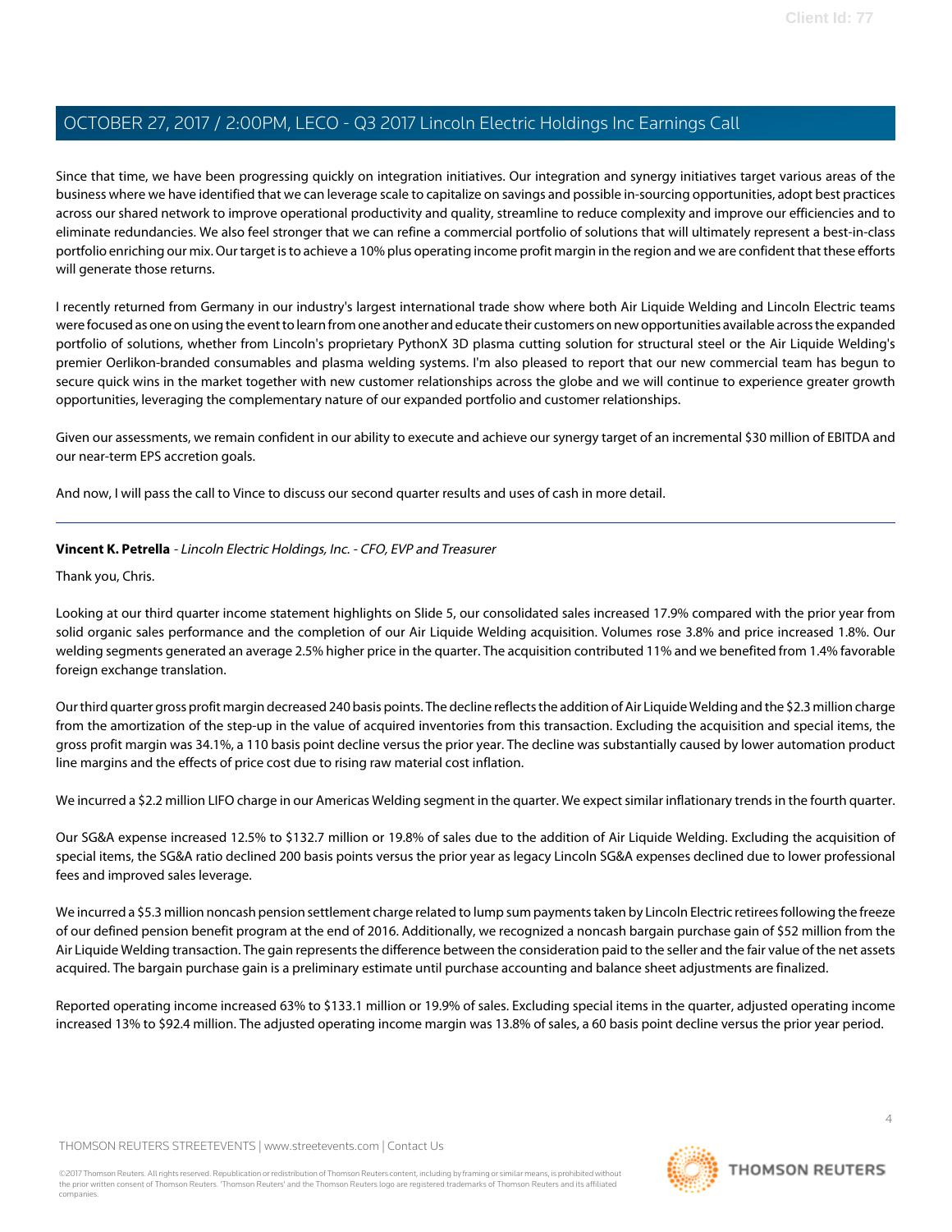Since that time, we have been progressing quickly on integration initiatives. Our integration and synergy initiatives target various areas of the business where we have identified that we can leverage scale to capitalize on savings and possible in-sourcing opportunities, adopt best practices across our shared network to improve operational productivity and quality, streamline to reduce complexity and improve our efficiencies and to eliminate redundancies. We also feel stronger that we can refine a commercial portfolio of solutions that will ultimately represent a best-in-class portfolio enriching our mix. Our target is to achieve a 10% plus operating income profit margin in the region and we are confident that these efforts will generate those returns.

I recently returned from Germany in our industry's largest international trade show where both Air Liquide Welding and Lincoln Electric teams were focused as one on using the event to learn from one another and educate their customers on new opportunities available across the expanded portfolio of solutions, whether from Lincoln's proprietary PythonX 3D plasma cutting solution for structural steel or the Air Liquide Welding's premier Oerlikon-branded consumables and plasma welding systems. I'm also pleased to report that our new commercial team has begun to secure quick wins in the market together with new customer relationships across the globe and we will continue to experience greater growth opportunities, leveraging the complementary nature of our expanded portfolio and customer relationships.

Given our assessments, we remain confident in our ability to execute and achieve our synergy target of an incremental $30 million of EBITDA and our near-term EPS accretion goals.

And now, I will pass the call to Vince to discuss our second quarter results and uses of cash in more detail.

---

**Vincent K. Petrella** - *Lincoln Electric Holdings, Inc. - CFO, EVP and Treasurer*

Thank you, Chris.

Looking at our third quarter income statement highlights on Slide 5, our consolidated sales increased 17.9% compared with the prior year from solid organic sales performance and the completion of our Air Liquide Welding acquisition. Volumes rose 3.8% and price increased 1.8%. Our welding segments generated an average 2.5% higher price in the quarter. The acquisition contributed 11% and we benefited from 1.4% favorable foreign exchange translation.

Our third quarter gross profit margin decreased 240 basis points. The decline reflects the addition of Air Liquide Welding and the $2.3 million charge from the amortization of the step-up in the value of acquired inventories from this transaction. Excluding the acquisition and special items, the gross profit margin was 34.1%, a 110 basis point decline versus the prior year. The decline was substantially caused by lower automation product line margins and the effects of price cost due to rising raw material cost inflation.

We incurred a $2.2 million LIFO charge in our Americas Welding segment in the quarter. We expect similar inflationary trends in the fourth quarter.

Our SG&A expense increased 12.5% to $132.7 million or 19.8% of sales due to the addition of Air Liquide Welding. Excluding the acquisition of special items, the SG&A ratio declined 200 basis points versus the prior year as legacy Lincoln SG&A expenses declined due to lower professional fees and improved sales leverage.

We incurred a $5.3 million noncash pension settlement charge related to lump sum payments taken by Lincoln Electric retirees following the freeze of our defined pension benefit program at the end of 2016. Additionally, we recognized a noncash bargain purchase gain of $52 million from the Air Liquide Welding transaction. The gain represents the difference between the consideration paid to the seller and the fair value of the net assets acquired. The bargain purchase gain is a preliminary estimate until purchase accounting and balance sheet adjustments are finalized.

Reported operating income increased 63% to $133.1 million or 19.9% of sales. Excluding special items in the quarter, adjusted operating income increased 13% to $92.4 million. The adjusted operating income margin was 13.8% of sales, a 60 basis point decline versus the prior year period.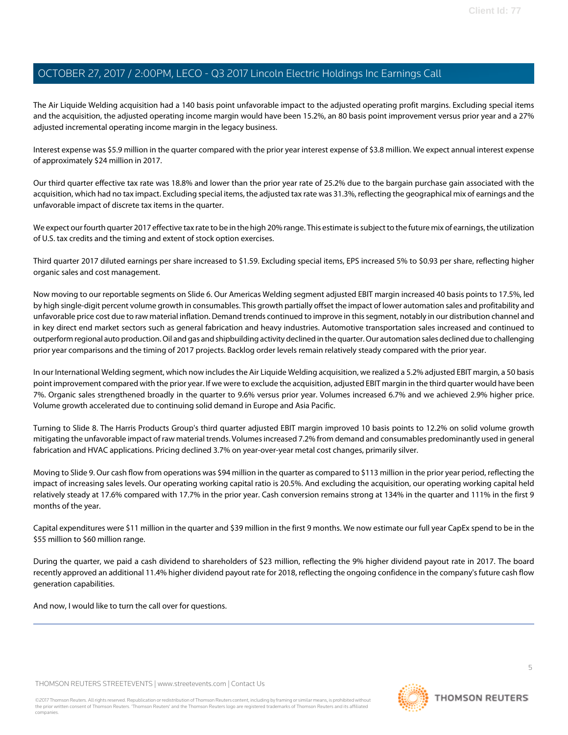The Air Liquide Welding acquisition had a 140 basis point unfavorable impact to the adjusted operating profit margins. Excluding special items and the acquisition, the adjusted operating income margin would have been 15.2%, an 80 basis point improvement versus prior year and a 27% adjusted incremental operating income margin in the legacy business.

Interest expense was $5.9 million in the quarter compared with the prior year interest expense of $3.8 million. We expect annual interest expense of approximately $24 million in 2017.

Our third quarter effective tax rate was 18.8% and lower than the prior year rate of 25.2% due to the bargain purchase gain associated with the acquisition, which had no tax impact. Excluding special items, the adjusted tax rate was 31.3%, reflecting the geographical mix of earnings and the unfavorable impact of discrete tax items in the quarter.

We expect our fourth quarter 2017 effective tax rate to be in the high 20% range. This estimate is subject to the future mix of earnings, the utilization of U.S. tax credits and the timing and extent of stock option exercises.

Third quarter 2017 diluted earnings per share increased to $1.59. Excluding special items, EPS increased 5% to $0.93 per share, reflecting higher organic sales and cost management.

Now moving to our reportable segments on Slide 6. Our Americas Welding segment adjusted EBIT margin increased 40 basis points to 17.5%, led by high single-digit percent volume growth in consumables. This growth partially offset the impact of lower automation sales and profitability and unfavorable price cost due to raw material inflation. Demand trends continued to improve in this segment, notably in our distribution channel and in key direct end market sectors such as general fabrication and heavy industries. Automotive transportation sales increased and continued to outperform regional auto production. Oil and gas and shipbuilding activity declined in the quarter. Our automation sales declined due to challenging prior year comparisons and the timing of 2017 projects. Backlog order levels remain relatively steady compared with the prior year.

In our International Welding segment, which now includes the Air Liquide Welding acquisition, we realized a 5.2% adjusted EBIT margin, a 50 basis point improvement compared with the prior year. If we were to exclude the acquisition, adjusted EBIT margin in the third quarter would have been 7%. Organic sales strengthened broadly in the quarter to 9.6% versus prior year. Volumes increased 6.7% and we achieved 2.9% higher price. Volume growth accelerated due to continuing solid demand in Europe and Asia Pacific.

Turning to Slide 8. The Harris Products Group's third quarter adjusted EBIT margin improved 10 basis points to 12.2% on solid volume growth mitigating the unfavorable impact of raw material trends. Volumes increased 7.2% from demand and consumables predominantly used in general fabrication and HVAC applications. Pricing declined 3.7% on year-over-year metal cost changes, primarily silver.

Moving to Slide 9. Our cash flow from operations was $94 million in the quarter as compared to $113 million in the prior year period, reflecting the impact of increasing sales levels. Our operating working capital ratio is 20.5%. And excluding the acquisition, our operating working capital held relatively steady at 17.6% compared with 17.7% in the prior year. Cash conversion remains strong at 134% in the quarter and 111% in the first 9 months of the year.

Capital expenditures were $11 million in the quarter and $39 million in the first 9 months. We now estimate our full year CapEx spend to be in the $55 million to $60 million range.

During the quarter, we paid a cash dividend to shareholders of $23 million, reflecting the 9% higher dividend payout rate in 2017. The board recently approved an additional 11.4% higher dividend payout rate for 2018, reflecting the ongoing confidence in the company's future cash flow generation capabilities.

And now, I would like to turn the call over for questions.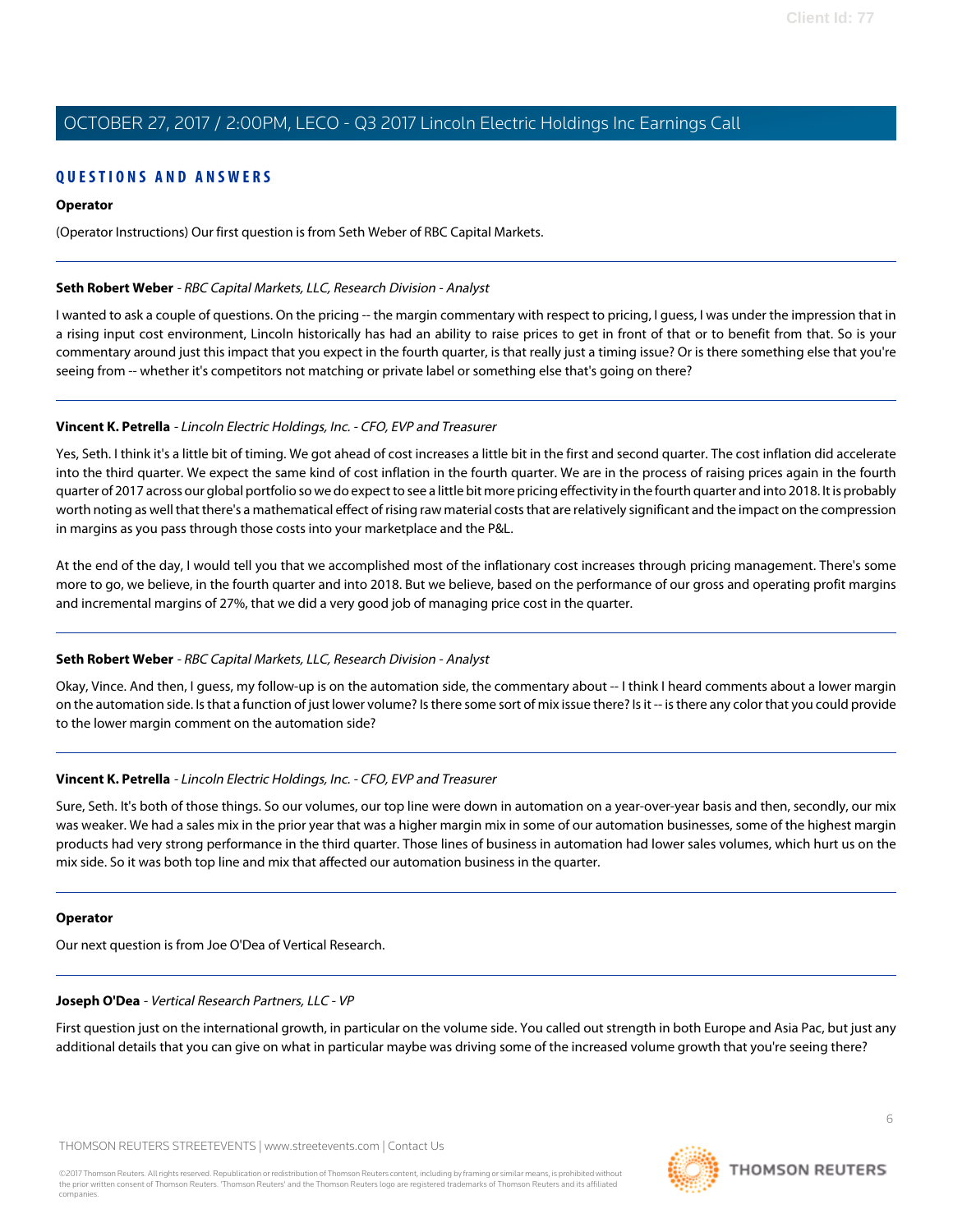## QUESTIONS AND ANSWERS

**Operator**

(Operator Instructions) Our first question is from Seth Weber of RBC Capital Markets.

---

**Seth Robert Weber** - *RBC Capital Markets, LLC, Research Division - Analyst*

I wanted to ask a couple of questions. On the pricing -- the margin commentary with respect to pricing, I guess, I was under the impression that in a rising input cost environment, Lincoln historically has had an ability to raise prices to get in front of that or to benefit from that. So is your commentary around just this impact that you expect in the fourth quarter, is that really just a timing issue? Or is there something else that you're seeing from -- whether it's competitors not matching or private label or something else that's going on there?

---

**Vincent K. Petrella** - *Lincoln Electric Holdings, Inc. - CFO, EVP and Treasurer*

Yes, Seth. I think it's a little bit of timing. We got ahead of cost increases a little bit in the first and second quarter. The cost inflation did accelerate into the third quarter. We expect the same kind of cost inflation in the fourth quarter. We are in the process of raising prices again in the fourth quarter of 2017 across our global portfolio so we do expect to see a little bit more pricing effectivity in the fourth quarter and into 2018. It is probably worth noting as well that there's a mathematical effect of rising raw material costs that are relatively significant and the impact on the compression in margins as you pass through those costs into your marketplace and the P&L.

At the end of the day, I would tell you that we accomplished most of the inflationary cost increases through pricing management. There's some more to go, we believe, in the fourth quarter and into 2018. But we believe, based on the performance of our gross and operating profit margins and incremental margins of 27%, that we did a very good job of managing price cost in the quarter.

---

**Seth Robert Weber** - *RBC Capital Markets, LLC, Research Division - Analyst*

Okay, Vince. And then, I guess, my follow-up is on the automation side, the commentary about -- I think I heard comments about a lower margin on the automation side. Is that a function of just lower volume? Is there some sort of mix issue there? Is it -- is there any color that you could provide to the lower margin comment on the automation side?

---

**Vincent K. Petrella** - *Lincoln Electric Holdings, Inc. - CFO, EVP and Treasurer*

Sure, Seth. It's both of those things. So our volumes, our top line were down in automation on a year-over-year basis and then, secondly, our mix was weaker. We had a sales mix in the prior year that was a higher margin mix in some of our automation businesses, some of the highest margin products had very strong performance in the third quarter. Those lines of business in automation had lower sales volumes, which hurt us on the mix side. So it was both top line and mix that affected our automation business in the quarter.

---

**Operator**

Our next question is from Joe O'Dea of Vertical Research.

---

**Joseph O'Dea** - *Vertical Research Partners, LLC - VP*

First question just on the international growth, in particular on the volume side. You called out strength in both Europe and Asia Pac, but just any additional details that you can give on what in particular maybe was driving some of the increased volume growth that you're seeing there?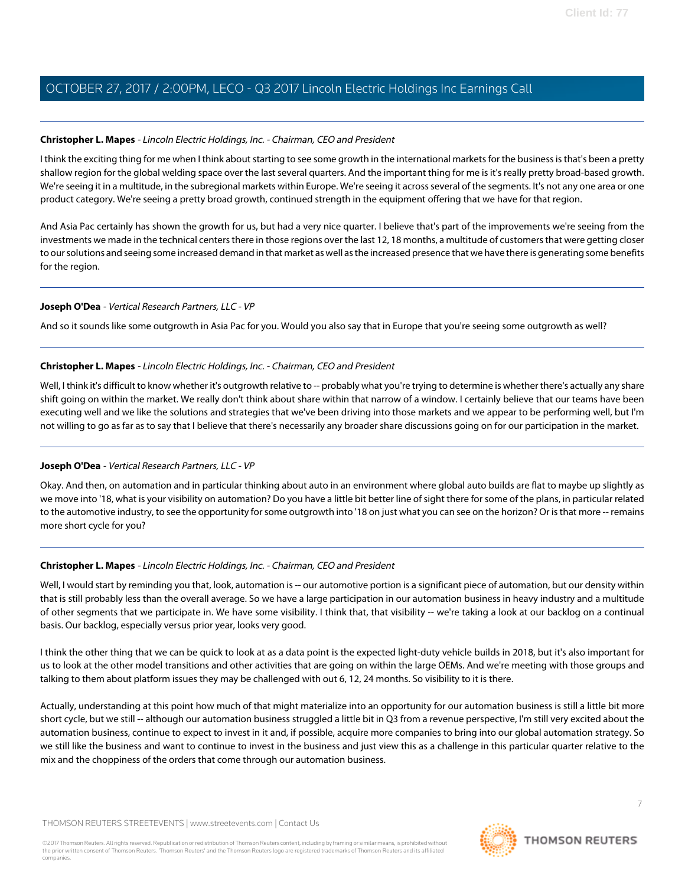**Christopher L. Mapes** - *Lincoln Electric Holdings, Inc. - Chairman, CEO and President*

I think the exciting thing for me when I think about starting to see some growth in the international markets for the business is that's been a pretty shallow region for the global welding space over the last several quarters. And the important thing for me is it's really pretty broad-based growth. We're seeing it in a multitude, in the subregional markets within Europe. We're seeing it across several of the segments. It's not any one area or one product category. We're seeing a pretty broad growth, continued strength in the equipment offering that we have for that region.

And Asia Pac certainly has shown the growth for us, but had a very nice quarter. I believe that's part of the improvements we're seeing from the investments we made in the technical centers there in those regions over the last 12, 18 months, a multitude of customers that were getting closer to our solutions and seeing some increased demand in that market as well as the increased presence that we have there is generating some benefits for the region.

**Joseph O'Dea** - *Vertical Research Partners, LLC - VP*

And so it sounds like some outgrowth in Asia Pac for you. Would you also say that in Europe that you're seeing some outgrowth as well?

**Christopher L. Mapes** - *Lincoln Electric Holdings, Inc. - Chairman, CEO and President*

Well, I think it's difficult to know whether it's outgrowth relative to -- probably what you're trying to determine is whether there's actually any share shift going on within the market. We really don't think about share within that narrow of a window. I certainly believe that our teams have been executing well and we like the solutions and strategies that we've been driving into those markets and we appear to be performing well, but I'm not willing to go as far as to say that I believe that there's necessarily any broader share discussions going on for our participation in the market.

**Joseph O'Dea** - *Vertical Research Partners, LLC - VP*

Okay. And then, on automation and in particular thinking about auto in an environment where global auto builds are flat to maybe up slightly as we move into '18, what is your visibility on automation? Do you have a little bit better line of sight there for some of the plans, in particular related to the automotive industry, to see the opportunity for some outgrowth into '18 on just what you can see on the horizon? Or is that more -- remains more short cycle for you?

**Christopher L. Mapes** - *Lincoln Electric Holdings, Inc. - Chairman, CEO and President*

Well, I would start by reminding you that, look, automation is -- our automotive portion is a significant piece of automation, but our density within that is still probably less than the overall average. So we have a large participation in our automation business in heavy industry and a multitude of other segments that we participate in. We have some visibility. I think that, that visibility -- we're taking a look at our backlog on a continual basis. Our backlog, especially versus prior year, looks very good.

I think the other thing that we can be quick to look at as a data point is the expected light-duty vehicle builds in 2018, but it's also important for us to look at the other model transitions and other activities that are going on within the large OEMs. And we're meeting with those groups and talking to them about platform issues they may be challenged with out 6, 12, 24 months. So visibility to it is there.

Actually, understanding at this point how much of that might materialize into an opportunity for our automation business is still a little bit more short cycle, but we still -- although our automation business struggled a little bit in Q3 from a revenue perspective, I'm still very excited about the automation business, continue to expect to invest in it and, if possible, acquire more companies to bring into our global automation strategy. So we still like the business and want to continue to invest in the business and just view this as a challenge in this particular quarter relative to the mix and the choppiness of the orders that come through our automation business.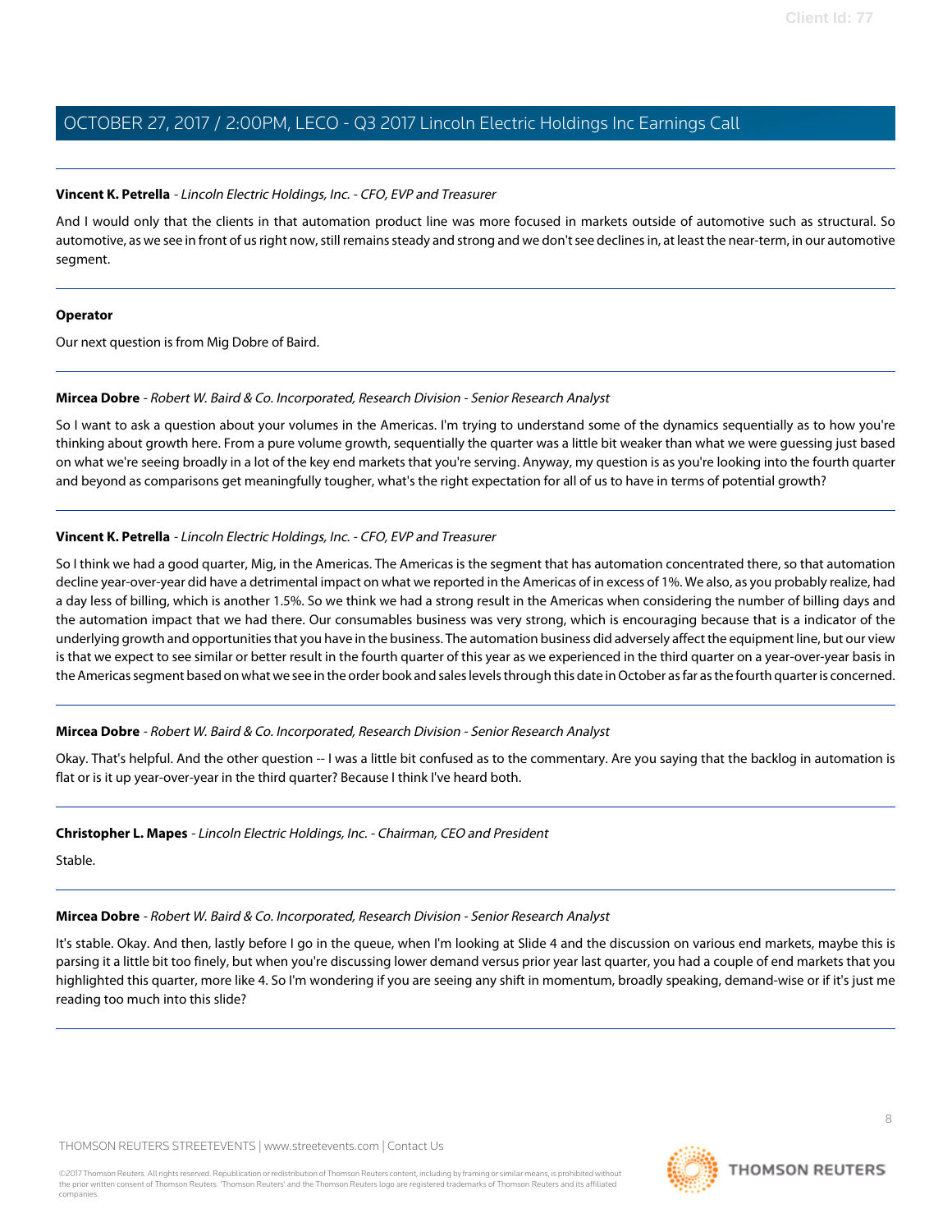**Vincent K. Petrella** - *Lincoln Electric Holdings, Inc. - CFO, EVP and Treasurer*

And I would only that the clients in that automation product line was more focused in markets outside of automotive such as structural. So automotive, as we see in front of us right now, still remains steady and strong and we don't see declines in, at least the near-term, in our automotive segment.

---

**Operator**

Our next question is from Mig Dobre of Baird.

---

**Mircea Dobre** - *Robert W. Baird & Co. Incorporated, Research Division - Senior Research Analyst*

So I want to ask a question about your volumes in the Americas. I'm trying to understand some of the dynamics sequentially as to how you're thinking about growth here. From a pure volume growth, sequentially the quarter was a little bit weaker than what we were guessing just based on what we're seeing broadly in a lot of the key end markets that you're serving. Anyway, my question is as you're looking into the fourth quarter and beyond as comparisons get meaningfully tougher, what's the right expectation for all of us to have in terms of potential growth?

---

**Vincent K. Petrella** - *Lincoln Electric Holdings, Inc. - CFO, EVP and Treasurer*

So I think we had a good quarter, Mig, in the Americas. The Americas is the segment that has automation concentrated there, so that automation decline year-over-year did have a detrimental impact on what we reported in the Americas of in excess of 1%. We also, as you probably realize, had a day less of billing, which is another 1.5%. So we think we had a strong result in the Americas when considering the number of billing days and the automation impact that we had there. Our consumables business was very strong, which is encouraging because that is a indicator of the underlying growth and opportunities that you have in the business. The automation business did adversely affect the equipment line, but our view is that we expect to see similar or better result in the fourth quarter of this year as we experienced in the third quarter on a year-over-year basis in the Americas segment based on what we see in the order book and sales levels through this date in October as far as the fourth quarter is concerned.

---

**Mircea Dobre** - *Robert W. Baird & Co. Incorporated, Research Division - Senior Research Analyst*

Okay. That's helpful. And the other question -- I was a little bit confused as to the commentary. Are you saying that the backlog in automation is flat or is it up year-over-year in the third quarter? Because I think I've heard both.

---

**Christopher L. Mapes** - *Lincoln Electric Holdings, Inc. - Chairman, CEO and President*

Stable.

---

**Mircea Dobre** - *Robert W. Baird & Co. Incorporated, Research Division - Senior Research Analyst*

It's stable. Okay. And then, lastly before I go in the queue, when I'm looking at Slide 4 and the discussion on various end markets, maybe this is parsing it a little bit too finely, but when you're discussing lower demand versus prior year last quarter, you had a couple of end markets that you highlighted this quarter, more like 4. So I'm wondering if you are seeing any shift in momentum, broadly speaking, demand-wise or if it's just me reading too much into this slide?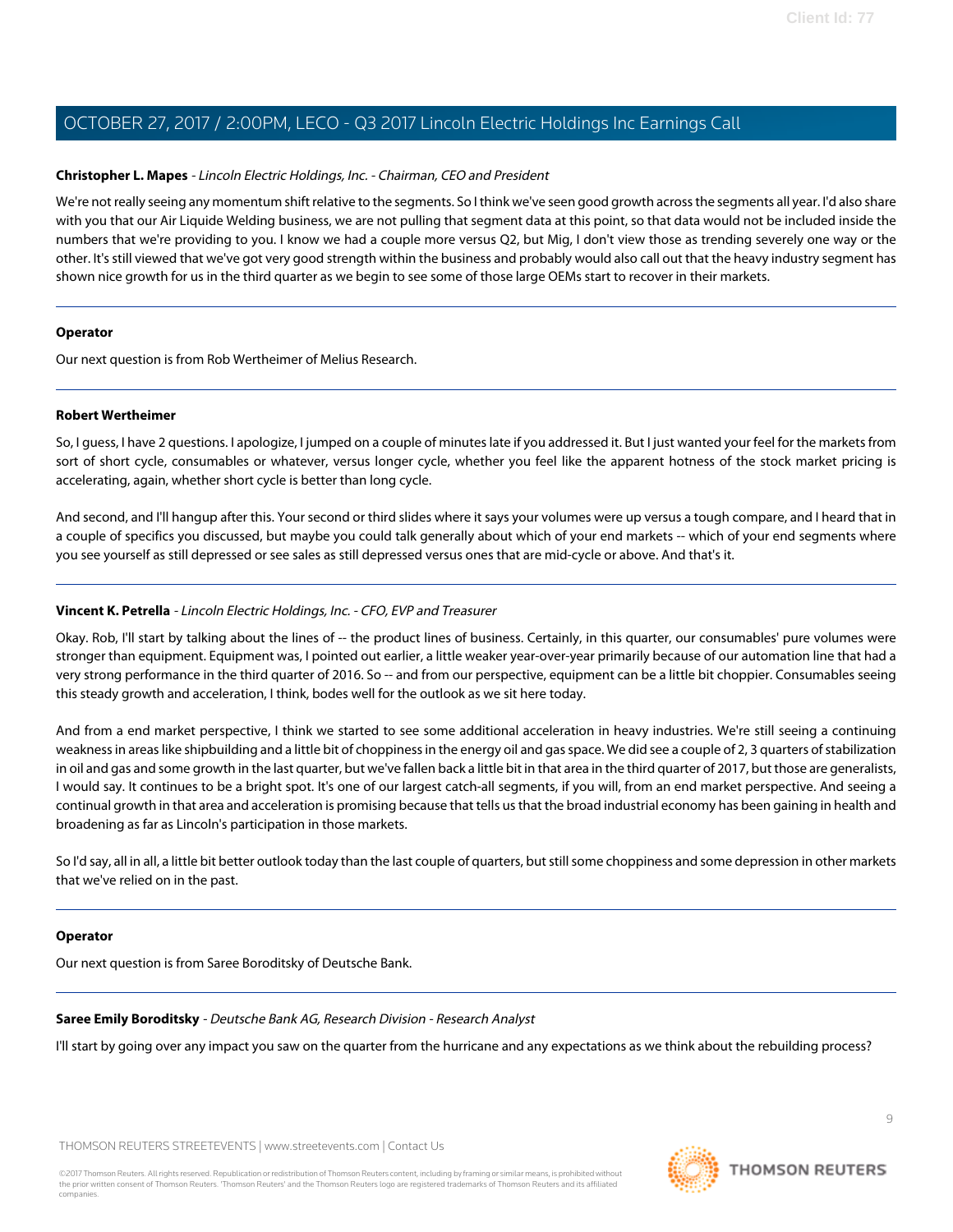**Christopher L. Mapes** - *Lincoln Electric Holdings, Inc. - Chairman, CEO and President*

We're not really seeing any momentum shift relative to the segments. So I think we've seen good growth across the segments all year. I'd also share with you that our Air Liquide Welding business, we are not pulling that segment data at this point, so that data would not be included inside the numbers that we're providing to you. I know we had a couple more versus Q2, but Mig, I don't view those as trending severely one way or the other. It's still viewed that we've got very good strength within the business and probably would also call out that the heavy industry segment has shown nice growth for us in the third quarter as we begin to see some of those large OEMs start to recover in their markets.

---

**Operator**

Our next question is from Rob Wertheimer of Melius Research.

---

**Robert Wertheimer**

So, I guess, I have 2 questions. I apologize, I jumped on a couple of minutes late if you addressed it. But I just wanted your feel for the markets from sort of short cycle, consumables or whatever, versus longer cycle, whether you feel like the apparent hotness of the stock market pricing is accelerating, again, whether short cycle is better than long cycle.

And second, and I'll hangup after this. Your second or third slides where it says your volumes were up versus a tough compare, and I heard that in a couple of specifics you discussed, but maybe you could talk generally about which of your end markets -- which of your end segments where you see yourself as still depressed or see sales as still depressed versus ones that are mid-cycle or above. And that's it.

---

**Vincent K. Petrella** - *Lincoln Electric Holdings, Inc. - CFO, EVP and Treasurer*

Okay. Rob, I'll start by talking about the lines of -- the product lines of business. Certainly, in this quarter, our consumables' pure volumes were stronger than equipment. Equipment was, I pointed out earlier, a little weaker year-over-year primarily because of our automation line that had a very strong performance in the third quarter of 2016. So -- and from our perspective, equipment can be a little bit choppier. Consumables seeing this steady growth and acceleration, I think, bodes well for the outlook as we sit here today.

And from a end market perspective, I think we started to see some additional acceleration in heavy industries. We're still seeing a continuing weakness in areas like shipbuilding and a little bit of choppiness in the energy oil and gas space. We did see a couple of 2, 3 quarters of stabilization in oil and gas and some growth in the last quarter, but we've fallen back a little bit in that area in the third quarter of 2017, but those are generalists, I would say. It continues to be a bright spot. It's one of our largest catch-all segments, if you will, from an end market perspective. And seeing a continual growth in that area and acceleration is promising because that tells us that the broad industrial economy has been gaining in health and broadening as far as Lincoln's participation in those markets.

So I'd say, all in all, a little bit better outlook today than the last couple of quarters, but still some choppiness and some depression in other markets that we've relied on in the past.

---

**Operator**

Our next question is from Saree Boroditsky of Deutsche Bank.

---

**Saree Emily Boroditsky** - *Deutsche Bank AG, Research Division - Research Analyst*

I'll start by going over any impact you saw on the quarter from the hurricane and any expectations as we think about the rebuilding process?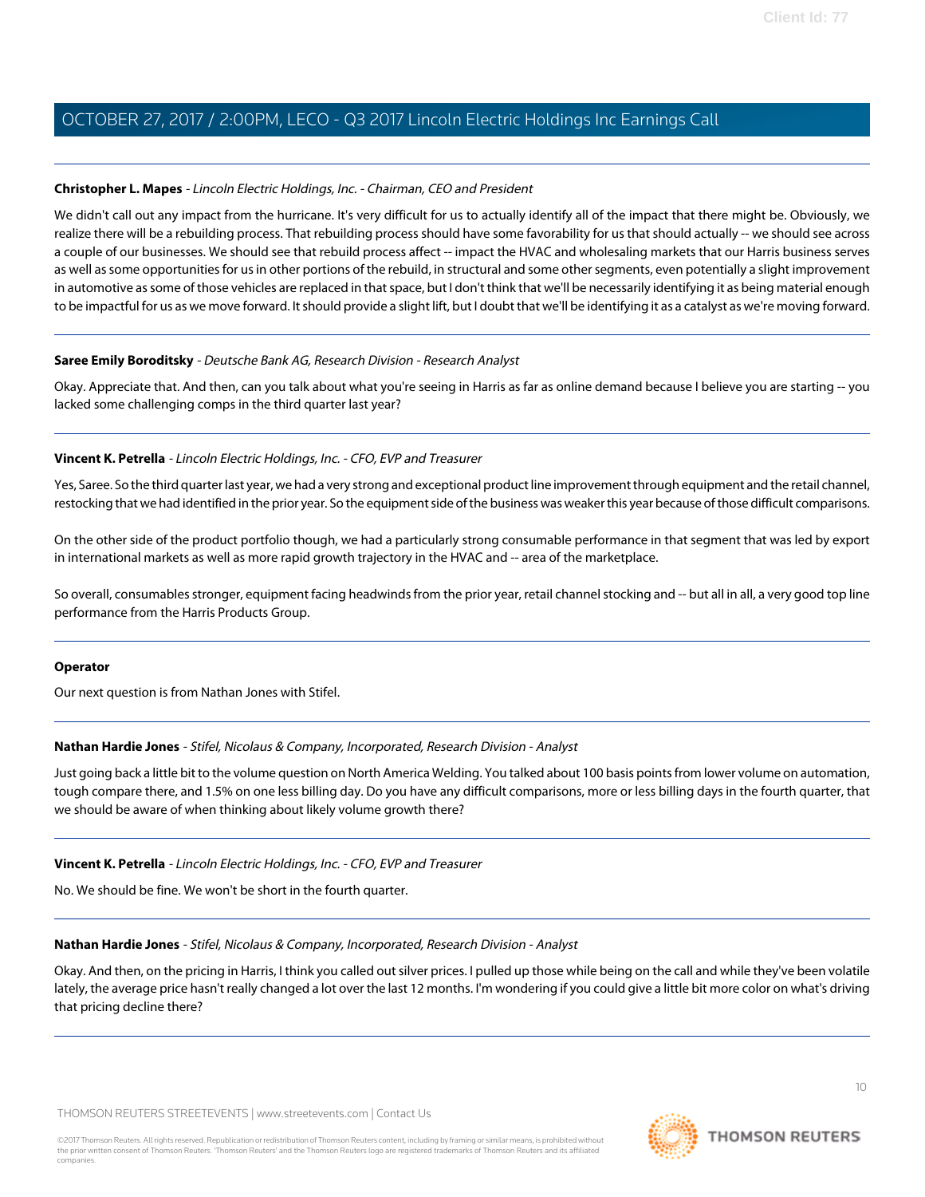**Christopher L. Mapes** - *Lincoln Electric Holdings, Inc. - Chairman, CEO and President*

We didn't call out any impact from the hurricane. It's very difficult for us to actually identify all of the impact that there might be. Obviously, we realize there will be a rebuilding process. That rebuilding process should have some favorability for us that should actually -- we should see across a couple of our businesses. We should see that rebuild process affect -- impact the HVAC and wholesaling markets that our Harris business serves as well as some opportunities for us in other portions of the rebuild, in structural and some other segments, even potentially a slight improvement in automotive as some of those vehicles are replaced in that space, but I don't think that we'll be necessarily identifying it as being material enough to be impactful for us as we move forward. It should provide a slight lift, but I doubt that we'll be identifying it as a catalyst as we're moving forward.

---

**Saree Emily Boroditsky** - *Deutsche Bank AG, Research Division - Research Analyst*

Okay. Appreciate that. And then, can you talk about what you're seeing in Harris as far as online demand because I believe you are starting -- you lacked some challenging comps in the third quarter last year?

---

**Vincent K. Petrella** - *Lincoln Electric Holdings, Inc. - CFO, EVP and Treasurer*

Yes, Saree. So the third quarter last year, we had a very strong and exceptional product line improvement through equipment and the retail channel, restocking that we had identified in the prior year. So the equipment side of the business was weaker this year because of those difficult comparisons.

On the other side of the product portfolio though, we had a particularly strong consumable performance in that segment that was led by export in international markets as well as more rapid growth trajectory in the HVAC and -- area of the marketplace.

So overall, consumables stronger, equipment facing headwinds from the prior year, retail channel stocking and -- but all in all, a very good top line performance from the Harris Products Group.

---

**Operator**

Our next question is from Nathan Jones with Stifel.

---

**Nathan Hardie Jones** - *Stifel, Nicolaus & Company, Incorporated, Research Division - Analyst*

Just going back a little bit to the volume question on North America Welding. You talked about 100 basis points from lower volume on automation, tough compare there, and 1.5% on one less billing day. Do you have any difficult comparisons, more or less billing days in the fourth quarter, that we should be aware of when thinking about likely volume growth there?

---

**Vincent K. Petrella** - *Lincoln Electric Holdings, Inc. - CFO, EVP and Treasurer*

No. We should be fine. We won't be short in the fourth quarter.

---

**Nathan Hardie Jones** - *Stifel, Nicolaus & Company, Incorporated, Research Division - Analyst*

Okay. And then, on the pricing in Harris, I think you called out silver prices. I pulled up those while being on the call and while they've been volatile lately, the average price hasn't really changed a lot over the last 12 months. I'm wondering if you could give a little bit more color on what's driving that pricing decline there?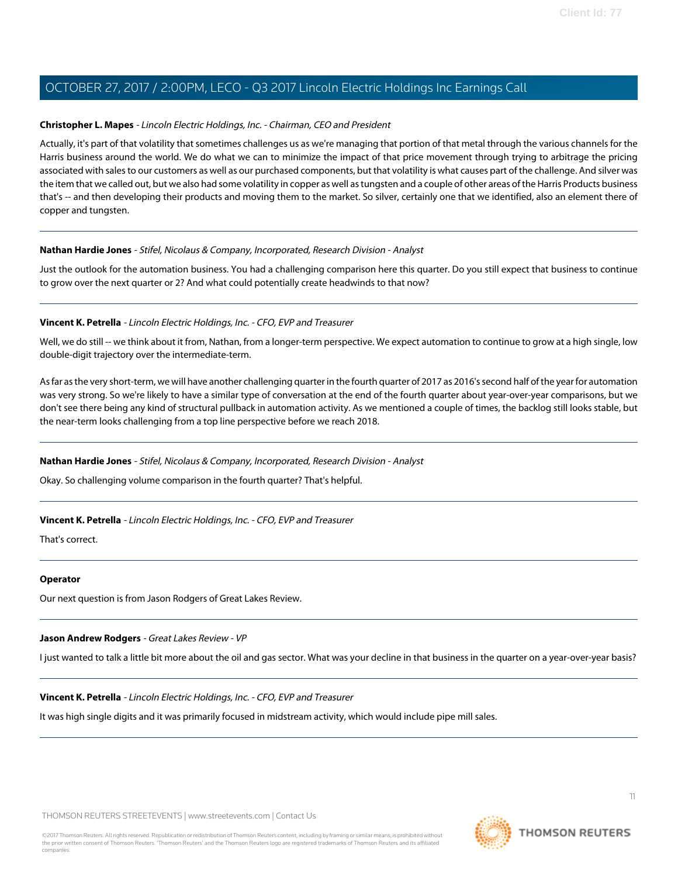**Christopher L. Mapes** - *Lincoln Electric Holdings, Inc. - Chairman, CEO and President*

Actually, it's part of that volatility that sometimes challenges us as we're managing that portion of that metal through the various channels for the Harris business around the world. We do what we can to minimize the impact of that price movement through trying to arbitrage the pricing associated with sales to our customers as well as our purchased components, but that volatility is what causes part of the challenge. And silver was the item that we called out, but we also had some volatility in copper as well as tungsten and a couple of other areas of the Harris Products business that's -- and then developing their products and moving them to the market. So silver, certainly one that we identified, also an element there of copper and tungsten.

---

**Nathan Hardie Jones** - *Stifel, Nicolaus & Company, Incorporated, Research Division - Analyst*

Just the outlook for the automation business. You had a challenging comparison here this quarter. Do you still expect that business to continue to grow over the next quarter or 2? And what could potentially create headwinds to that now?

---

**Vincent K. Petrella** - *Lincoln Electric Holdings, Inc. - CFO, EVP and Treasurer*

Well, we do still -- we think about it from, Nathan, from a longer-term perspective. We expect automation to continue to grow at a high single, low double-digit trajectory over the intermediate-term.

As far as the very short-term, we will have another challenging quarter in the fourth quarter of 2017 as 2016's second half of the year for automation was very strong. So we're likely to have a similar type of conversation at the end of the fourth quarter about year-over-year comparisons, but we don't see there being any kind of structural pullback in automation activity. As we mentioned a couple of times, the backlog still looks stable, but the near-term looks challenging from a top line perspective before we reach 2018.

---

**Nathan Hardie Jones** - *Stifel, Nicolaus & Company, Incorporated, Research Division - Analyst*

Okay. So challenging volume comparison in the fourth quarter? That's helpful.

---

**Vincent K. Petrella** - *Lincoln Electric Holdings, Inc. - CFO, EVP and Treasurer*

That's correct.

---

**Operator**

Our next question is from Jason Rodgers of Great Lakes Review.

---

**Jason Andrew Rodgers** - *Great Lakes Review - VP*

I just wanted to talk a little bit more about the oil and gas sector. What was your decline in that business in the quarter on a year-over-year basis?

---

**Vincent K. Petrella** - *Lincoln Electric Holdings, Inc. - CFO, EVP and Treasurer*

It was high single digits and it was primarily focused in midstream activity, which would include pipe mill sales.

---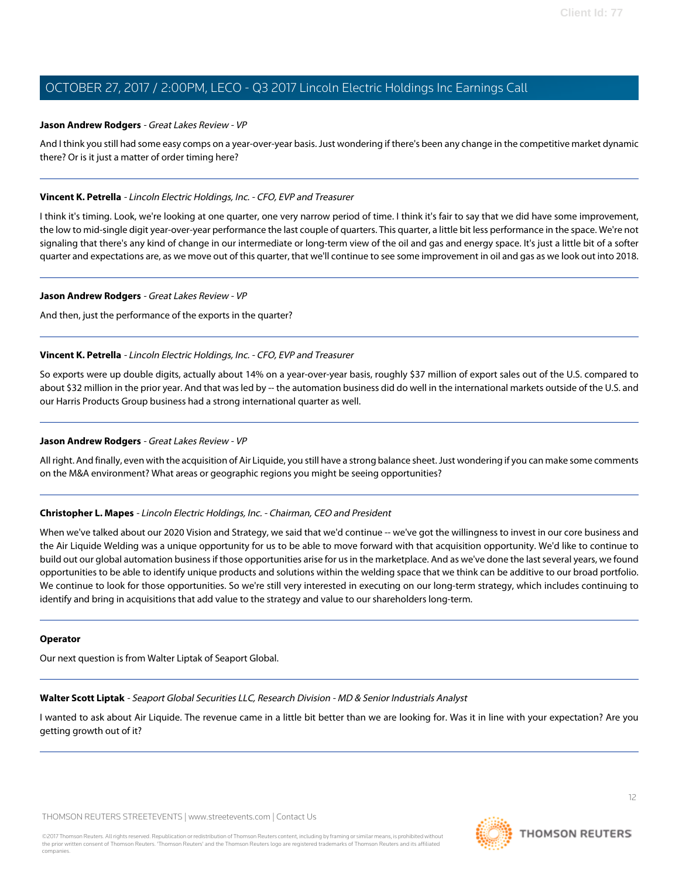**Jason Andrew Rodgers** - *Great Lakes Review - VP*

And I think you still had some easy comps on a year-over-year basis. Just wondering if there's been any change in the competitive market dynamic there? Or is it just a matter of order timing here?

---

**Vincent K. Petrella** - *Lincoln Electric Holdings, Inc. - CFO, EVP and Treasurer*

I think it's timing. Look, we're looking at one quarter, one very narrow period of time. I think it's fair to say that we did have some improvement, the low to mid-single digit year-over-year performance the last couple of quarters. This quarter, a little bit less performance in the space. We're not signaling that there's any kind of change in our intermediate or long-term view of the oil and gas and energy space. It's just a little bit of a softer quarter and expectations are, as we move out of this quarter, that we'll continue to see some improvement in oil and gas as we look out into 2018.

---

**Jason Andrew Rodgers** - *Great Lakes Review - VP*

And then, just the performance of the exports in the quarter?

---

**Vincent K. Petrella** - *Lincoln Electric Holdings, Inc. - CFO, EVP and Treasurer*

So exports were up double digits, actually about 14% on a year-over-year basis, roughly $37 million of export sales out of the U.S. compared to about $32 million in the prior year. And that was led by -- the automation business did do well in the international markets outside of the U.S. and our Harris Products Group business had a strong international quarter as well.

---

**Jason Andrew Rodgers** - *Great Lakes Review - VP*

All right. And finally, even with the acquisition of Air Liquide, you still have a strong balance sheet. Just wondering if you can make some comments on the M&A environment? What areas or geographic regions you might be seeing opportunities?

---

**Christopher L. Mapes** - *Lincoln Electric Holdings, Inc. - Chairman, CEO and President*

When we've talked about our 2020 Vision and Strategy, we said that we'd continue -- we've got the willingness to invest in our core business and the Air Liquide Welding was a unique opportunity for us to be able to move forward with that acquisition opportunity. We'd like to continue to build out our global automation business if those opportunities arise for us in the marketplace. And as we've done the last several years, we found opportunities to be able to identify unique products and solutions within the welding space that we think can be additive to our broad portfolio. We continue to look for those opportunities. So we're still very interested in executing on our long-term strategy, which includes continuing to identify and bring in acquisitions that add value to the strategy and value to our shareholders long-term.

---

**Operator**

Our next question is from Walter Liptak of Seaport Global.

---

**Walter Scott Liptak** - *Seaport Global Securities LLC, Research Division - MD & Senior Industrials Analyst*

I wanted to ask about Air Liquide. The revenue came in a little bit better than we are looking for. Was it in line with your expectation? Are you getting growth out of it?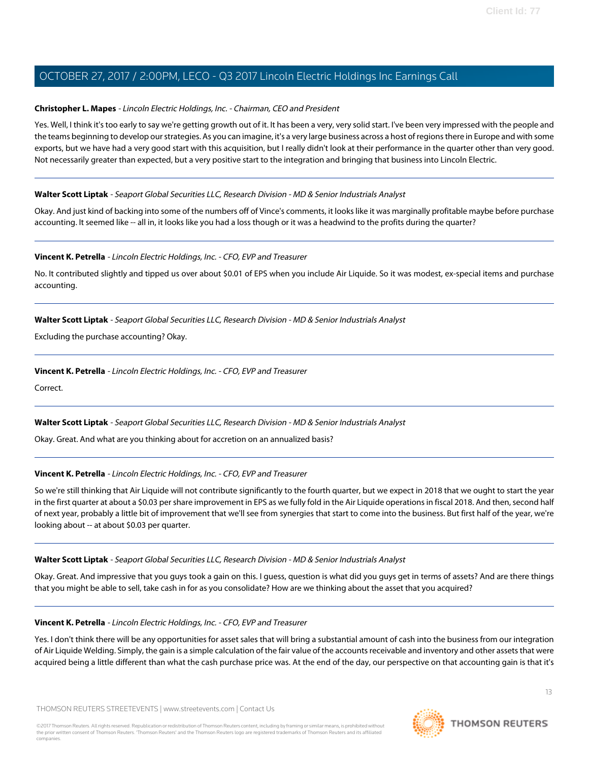**Christopher L. Mapes** - *Lincoln Electric Holdings, Inc. - Chairman, CEO and President*

Yes. Well, I think it's too early to say we're getting growth out of it. It has been a very, very solid start. I've been very impressed with the people and the teams beginning to develop our strategies. As you can imagine, it's a very large business across a host of regions there in Europe and with some exports, but we have had a very good start with this acquisition, but I really didn't look at their performance in the quarter other than very good. Not necessarily greater than expected, but a very positive start to the integration and bringing that business into Lincoln Electric.

---

**Walter Scott Liptak** - *Seaport Global Securities LLC, Research Division - MD & Senior Industrials Analyst*

Okay. And just kind of backing into some of the numbers off of Vince's comments, it looks like it was marginally profitable maybe before purchase accounting. It seemed like -- all in, it looks like you had a loss though or it was a headwind to the profits during the quarter?

---

**Vincent K. Petrella** - *Lincoln Electric Holdings, Inc. - CFO, EVP and Treasurer*

No. It contributed slightly and tipped us over about $0.01 of EPS when you include Air Liquide. So it was modest, ex-special items and purchase accounting.

---

**Walter Scott Liptak** - *Seaport Global Securities LLC, Research Division - MD & Senior Industrials Analyst*

Excluding the purchase accounting? Okay.

---

**Vincent K. Petrella** - *Lincoln Electric Holdings, Inc. - CFO, EVP and Treasurer*

Correct.

---

**Walter Scott Liptak** - *Seaport Global Securities LLC, Research Division - MD & Senior Industrials Analyst*

Okay. Great. And what are you thinking about for accretion on an annualized basis?

---

**Vincent K. Petrella** - *Lincoln Electric Holdings, Inc. - CFO, EVP and Treasurer*

So we're still thinking that Air Liquide will not contribute significantly to the fourth quarter, but we expect in 2018 that we ought to start the year in the first quarter at about a $0.03 per share improvement in EPS as we fully fold in the Air Liquide operations in fiscal 2018. And then, second half of next year, probably a little bit of improvement that we'll see from synergies that start to come into the business. But first half of the year, we're looking about -- at about $0.03 per quarter.

---

**Walter Scott Liptak** - *Seaport Global Securities LLC, Research Division - MD & Senior Industrials Analyst*

Okay. Great. And impressive that you guys took a gain on this. I guess, question is what did you guys get in terms of assets? And are there things that you might be able to sell, take cash in for as you consolidate? How are we thinking about the asset that you acquired?

---

**Vincent K. Petrella** - *Lincoln Electric Holdings, Inc. - CFO, EVP and Treasurer*

Yes. I don't think there will be any opportunities for asset sales that will bring a substantial amount of cash into the business from our integration of Air Liquide Welding. Simply, the gain is a simple calculation of the fair value of the accounts receivable and inventory and other assets that were acquired being a little different than what the cash purchase price was. At the end of the day, our perspective on that accounting gain is that it's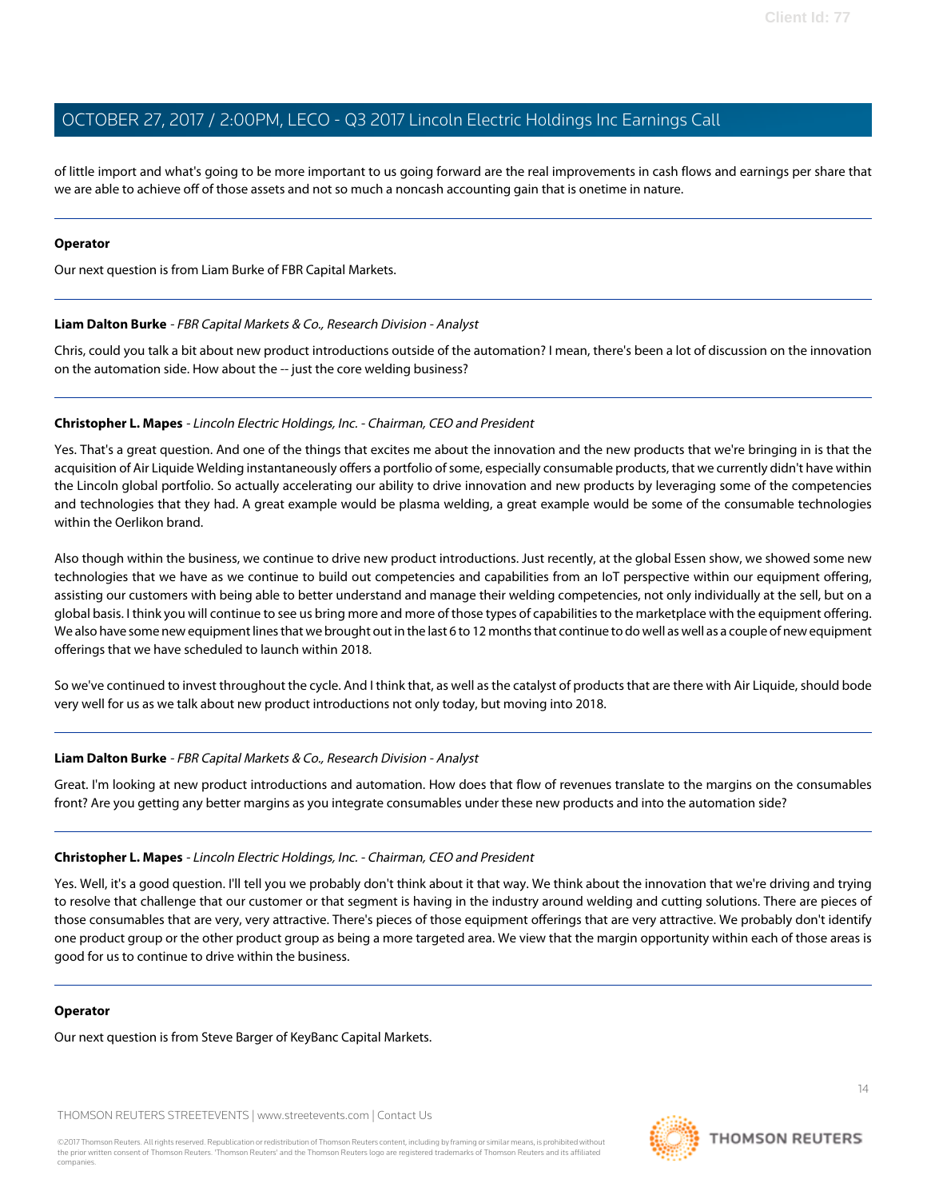of little import and what's going to be more important to us going forward are the real improvements in cash flows and earnings per share that we are able to achieve off of those assets and not so much a noncash accounting gain that is onetime in nature.

---

**Operator**

Our next question is from Liam Burke of FBR Capital Markets.

---

**Liam Dalton Burke** - *FBR Capital Markets & Co., Research Division - Analyst*

Chris, could you talk a bit about new product introductions outside of the automation? I mean, there's been a lot of discussion on the innovation on the automation side. How about the -- just the core welding business?

---

**Christopher L. Mapes** - *Lincoln Electric Holdings, Inc. - Chairman, CEO and President*

Yes. That's a great question. And one of the things that excites me about the innovation and the new products that we're bringing in is that the acquisition of Air Liquide Welding instantaneously offers a portfolio of some, especially consumable products, that we currently didn't have within the Lincoln global portfolio. So actually accelerating our ability to drive innovation and new products by leveraging some of the competencies and technologies that they had. A great example would be plasma welding, a great example would be some of the consumable technologies within the Oerlikon brand.

Also though within the business, we continue to drive new product introductions. Just recently, at the global Essen show, we showed some new technologies that we have as we continue to build out competencies and capabilities from an IoT perspective within our equipment offering, assisting our customers with being able to better understand and manage their welding competencies, not only individually at the sell, but on a global basis. I think you will continue to see us bring more and more of those types of capabilities to the marketplace with the equipment offering. We also have some new equipment lines that we brought out in the last 6 to 12 months that continue to do well as well as a couple of new equipment offerings that we have scheduled to launch within 2018.

So we've continued to invest throughout the cycle. And I think that, as well as the catalyst of products that are there with Air Liquide, should bode very well for us as we talk about new product introductions not only today, but moving into 2018.

---

**Liam Dalton Burke** - *FBR Capital Markets & Co., Research Division - Analyst*

Great. I'm looking at new product introductions and automation. How does that flow of revenues translate to the margins on the consumables front? Are you getting any better margins as you integrate consumables under these new products and into the automation side?

---

**Christopher L. Mapes** - *Lincoln Electric Holdings, Inc. - Chairman, CEO and President*

Yes. Well, it's a good question. I'll tell you we probably don't think about it that way. We think about the innovation that we're driving and trying to resolve that challenge that our customer or that segment is having in the industry around welding and cutting solutions. There are pieces of those consumables that are very, very attractive. There's pieces of those equipment offerings that are very attractive. We probably don't identify one product group or the other product group as being a more targeted area. We view that the margin opportunity within each of those areas is good for us to continue to drive within the business.

---

**Operator**

Our next question is from Steve Barger of KeyBanc Capital Markets.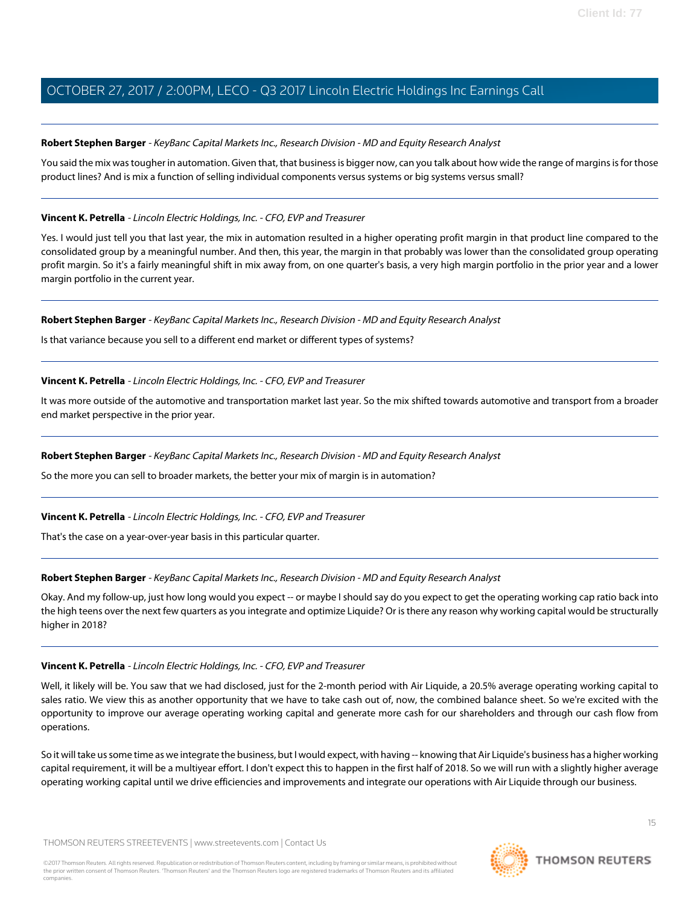**Robert Stephen Barger** - *KeyBanc Capital Markets Inc., Research Division - MD and Equity Research Analyst*

You said the mix was tougher in automation. Given that, that business is bigger now, can you talk about how wide the range of margins is for those product lines? And is mix a function of selling individual components versus systems or big systems versus small?

---

**Vincent K. Petrella** - *Lincoln Electric Holdings, Inc. - CFO, EVP and Treasurer*

Yes. I would just tell you that last year, the mix in automation resulted in a higher operating profit margin in that product line compared to the consolidated group by a meaningful number. And then, this year, the margin in that probably was lower than the consolidated group operating profit margin. So it's a fairly meaningful shift in mix away from, on one quarter's basis, a very high margin portfolio in the prior year and a lower margin portfolio in the current year.

---

**Robert Stephen Barger** - *KeyBanc Capital Markets Inc., Research Division - MD and Equity Research Analyst*

Is that variance because you sell to a different end market or different types of systems?

---

**Vincent K. Petrella** - *Lincoln Electric Holdings, Inc. - CFO, EVP and Treasurer*

It was more outside of the automotive and transportation market last year. So the mix shifted towards automotive and transport from a broader end market perspective in the prior year.

---

**Robert Stephen Barger** - *KeyBanc Capital Markets Inc., Research Division - MD and Equity Research Analyst*

So the more you can sell to broader markets, the better your mix of margin is in automation?

---

**Vincent K. Petrella** - *Lincoln Electric Holdings, Inc. - CFO, EVP and Treasurer*

That's the case on a year-over-year basis in this particular quarter.

---

**Robert Stephen Barger** - *KeyBanc Capital Markets Inc., Research Division - MD and Equity Research Analyst*

Okay. And my follow-up, just how long would you expect -- or maybe I should say do you expect to get the operating working cap ratio back into the high teens over the next few quarters as you integrate and optimize Liquide? Or is there any reason why working capital would be structurally higher in 2018?

---

**Vincent K. Petrella** - *Lincoln Electric Holdings, Inc. - CFO, EVP and Treasurer*

Well, it likely will be. You saw that we had disclosed, just for the 2-month period with Air Liquide, a 20.5% average operating working capital to sales ratio. We view this as another opportunity that we have to take cash out of, now, the combined balance sheet. So we're excited with the opportunity to improve our average operating working capital and generate more cash for our shareholders and through our cash flow from operations.

So it will take us some time as we integrate the business, but I would expect, with having -- knowing that Air Liquide's business has a higher working capital requirement, it will be a multiyear effort. I don't expect this to happen in the first half of 2018. So we will run with a slightly higher average operating working capital until we drive efficiencies and improvements and integrate our operations with Air Liquide through our business.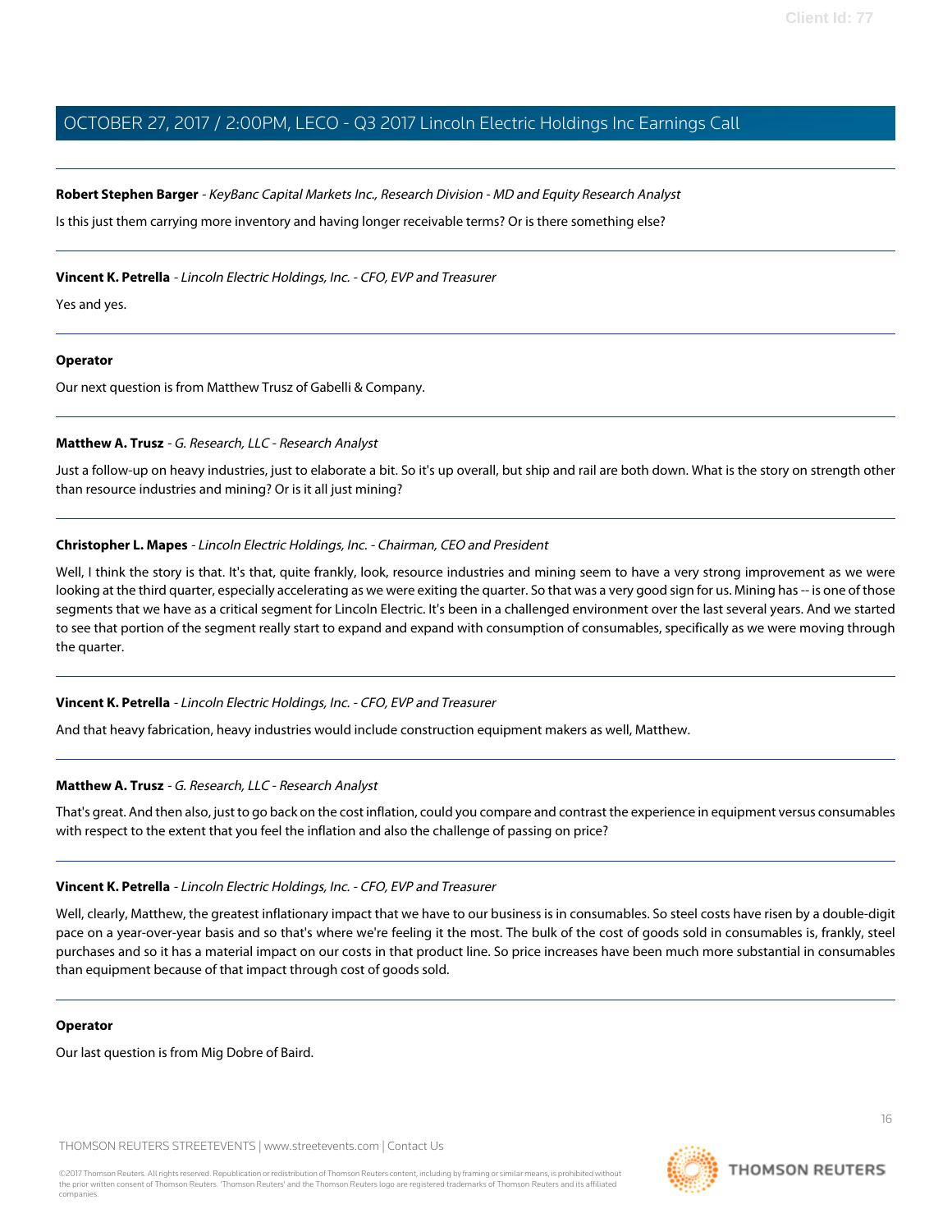**Robert Stephen Barger** - *KeyBanc Capital Markets Inc., Research Division - MD and Equity Research Analyst*

Is this just them carrying more inventory and having longer receivable terms? Or is there something else?

---

**Vincent K. Petrella** - *Lincoln Electric Holdings, Inc. - CFO, EVP and Treasurer*

Yes and yes.

---

**Operator**

Our next question is from Matthew Trusz of Gabelli & Company.

---

**Matthew A. Trusz** - *G. Research, LLC - Research Analyst*

Just a follow-up on heavy industries, just to elaborate a bit. So it's up overall, but ship and rail are both down. What is the story on strength other than resource industries and mining? Or is it all just mining?

---

**Christopher L. Mapes** - *Lincoln Electric Holdings, Inc. - Chairman, CEO and President*

Well, I think the story is that. It's that, quite frankly, look, resource industries and mining seem to have a very strong improvement as we were looking at the third quarter, especially accelerating as we were exiting the quarter. So that was a very good sign for us. Mining has -- is one of those segments that we have as a critical segment for Lincoln Electric. It's been in a challenged environment over the last several years. And we started to see that portion of the segment really start to expand and expand with consumption of consumables, specifically as we were moving through the quarter.

---

**Vincent K. Petrella** - *Lincoln Electric Holdings, Inc. - CFO, EVP and Treasurer*

And that heavy fabrication, heavy industries would include construction equipment makers as well, Matthew.

---

**Matthew A. Trusz** - *G. Research, LLC - Research Analyst*

That's great. And then also, just to go back on the cost inflation, could you compare and contrast the experience in equipment versus consumables with respect to the extent that you feel the inflation and also the challenge of passing on price?

---

**Vincent K. Petrella** - *Lincoln Electric Holdings, Inc. - CFO, EVP and Treasurer*

Well, clearly, Matthew, the greatest inflationary impact that we have to our business is in consumables. So steel costs have risen by a double-digit pace on a year-over-year basis and so that's where we're feeling it the most. The bulk of the cost of goods sold in consumables is, frankly, steel purchases and so it has a material impact on our costs in that product line. So price increases have been much more substantial in consumables than equipment because of that impact through cost of goods sold.

---

**Operator**

Our last question is from Mig Dobre of Baird.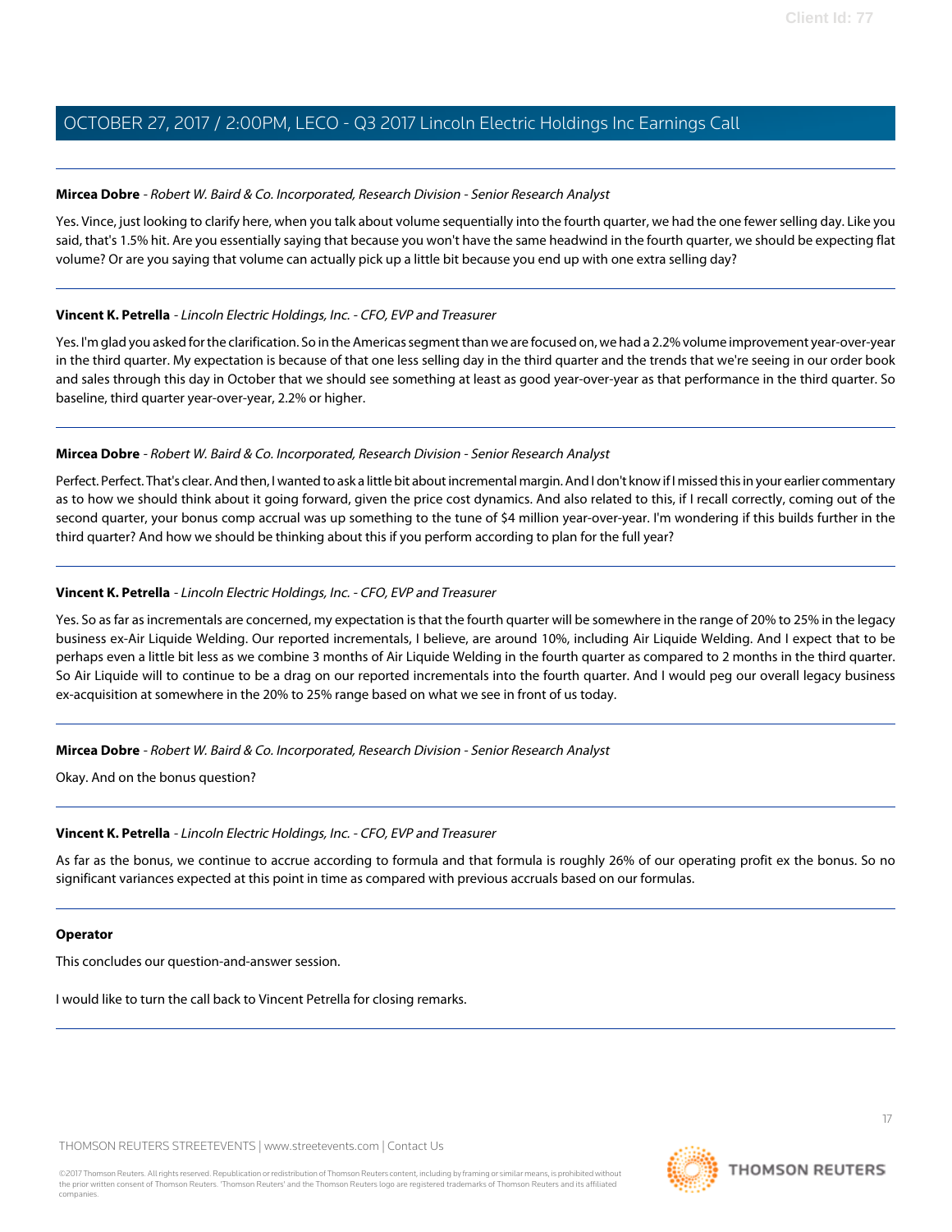**Mircea Dobre** - *Robert W. Baird & Co. Incorporated, Research Division - Senior Research Analyst*

Yes. Vince, just looking to clarify here, when you talk about volume sequentially into the fourth quarter, we had the one fewer selling day. Like you said, that's 1.5% hit. Are you essentially saying that because you won't have the same headwind in the fourth quarter, we should be expecting flat volume? Or are you saying that volume can actually pick up a little bit because you end up with one extra selling day?

---

**Vincent K. Petrella** - *Lincoln Electric Holdings, Inc. - CFO, EVP and Treasurer*

Yes. I'm glad you asked for the clarification. So in the Americas segment than we are focused on, we had a 2.2% volume improvement year-over-year in the third quarter. My expectation is because of that one less selling day in the third quarter and the trends that we're seeing in our order book and sales through this day in October that we should see something at least as good year-over-year as that performance in the third quarter. So baseline, third quarter year-over-year, 2.2% or higher.

---

**Mircea Dobre** - *Robert W. Baird & Co. Incorporated, Research Division - Senior Research Analyst*

Perfect. Perfect. That's clear. And then, I wanted to ask a little bit about incremental margin. And I don't know if I missed this in your earlier commentary as to how we should think about it going forward, given the price cost dynamics. And also related to this, if I recall correctly, coming out of the second quarter, your bonus comp accrual was up something to the tune of $4 million year-over-year. I'm wondering if this builds further in the third quarter? And how we should be thinking about this if you perform according to plan for the full year?

---

**Vincent K. Petrella** - *Lincoln Electric Holdings, Inc. - CFO, EVP and Treasurer*

Yes. So as far as incrementals are concerned, my expectation is that the fourth quarter will be somewhere in the range of 20% to 25% in the legacy business ex-Air Liquide Welding. Our reported incrementals, I believe, are around 10%, including Air Liquide Welding. And I expect that to be perhaps even a little bit less as we combine 3 months of Air Liquide Welding in the fourth quarter as compared to 2 months in the third quarter. So Air Liquide will to continue to be a drag on our reported incrementals into the fourth quarter. And I would peg our overall legacy business ex-acquisition at somewhere in the 20% to 25% range based on what we see in front of us today.

---

**Mircea Dobre** - *Robert W. Baird & Co. Incorporated, Research Division - Senior Research Analyst*

Okay. And on the bonus question?

---

**Vincent K. Petrella** - *Lincoln Electric Holdings, Inc. - CFO, EVP and Treasurer*

As far as the bonus, we continue to accrue according to formula and that formula is roughly 26% of our operating profit ex the bonus. So no significant variances expected at this point in time as compared with previous accruals based on our formulas.

---

**Operator**

This concludes our question-and-answer session.

I would like to turn the call back to Vincent Petrella for closing remarks.

---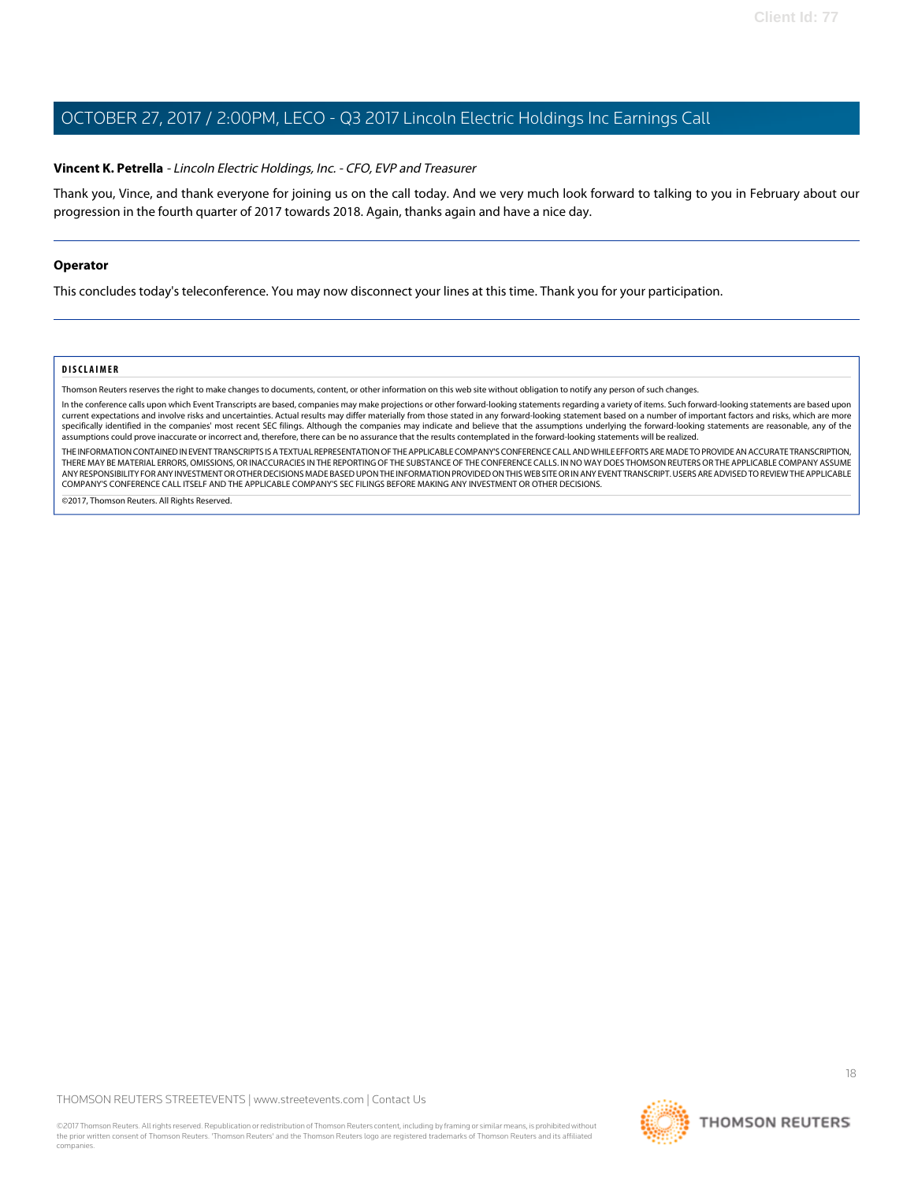**Vincent K. Petrella** - *Lincoln Electric Holdings, Inc. - CFO, EVP and Treasurer*

Thank you, Vince, and thank everyone for joining us on the call today. And we very much look forward to talking to you in February about our progression in the fourth quarter of 2017 towards 2018. Again, thanks again and have a nice day.

---

**Operator**

This concludes today's teleconference. You may now disconnect your lines at this time. Thank you for your participation.

---

**DISCLAIMER**

Thomson Reuters reserves the right to make changes to documents, content, or other information on this web site without obligation to notify any person of such changes.

In the conference calls upon which Event Transcripts are based, companies may make projections or other forward-looking statements regarding a variety of items. Such forward-looking statements are based upon current expectations and involve risks and uncertainties. Actual results may differ materially from those stated in any forward-looking statement based on a number of important factors and risks, which are more specifically identified in the companies' most recent SEC filings. Although the companies may indicate and believe that the assumptions underlying the forward-looking statements are reasonable, any of the assumptions could prove inaccurate or incorrect and, therefore, there can be no assurance that the results contemplated in the forward-looking statements will be realized.

THE INFORMATION CONTAINED IN EVENT TRANSCRIPTS IS A TEXTUAL REPRESENTATION OF THE APPLICABLE COMPANY'S CONFERENCE CALL AND WHILE EFFORTS ARE MADE TO PROVIDE AN ACCURATE TRANSCRIPTION, THERE MAY BE MATERIAL ERRORS, OMISSIONS, OR INACCURACIES IN THE REPORTING OF THE SUBSTANCE OF THE CONFERENCE CALLS. IN NO WAY DOES THOMSON REUTERS OR THE APPLICABLE COMPANY ASSUME ANY RESPONSIBILITY FOR ANY INVESTMENT OR OTHER DECISIONS MADE BASED UPON THE INFORMATION PROVIDED ON THIS WEB SITE OR IN ANY EVENT TRANSCRIPT. USERS ARE ADVISED TO REVIEW THE APPLICABLE COMPANY'S CONFERENCE CALL ITSELF AND THE APPLICABLE COMPANY'S SEC FILINGS BEFORE MAKING ANY INVESTMENT OR OTHER DECISIONS.

©2017, Thomson Reuters. All Rights Reserved.